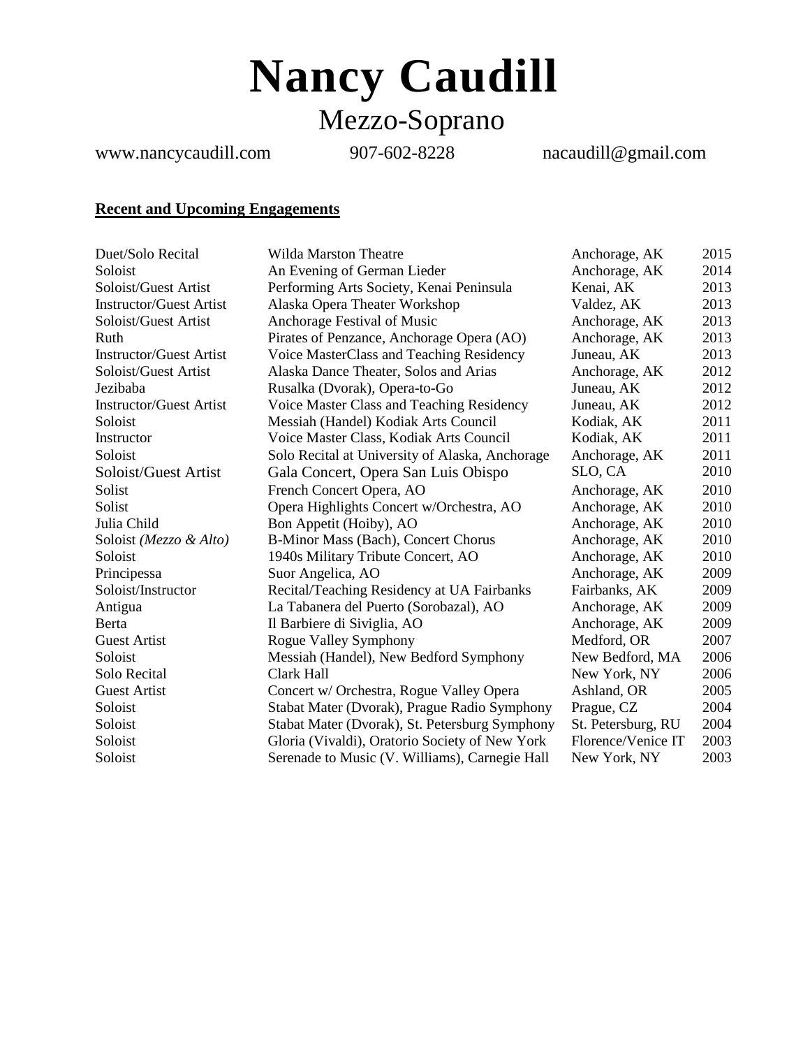# Nancy Caudill

## Mezzo-Soprano

www.nancycaudill.com 907-602-8228 nacaudill@gmail.com

**Recent and Upcoming Engagements**

| | | | |
|---|---|---|---|
| Duet/Solo Recital | Wilda Marston Theatre | Anchorage, AK | 2015 |
| Soloist | An Evening of German Lieder | Anchorage, AK | 2014 |
| Soloist/Guest Artist | Performing Arts Society, Kenai Peninsula | Kenai, AK | 2013 |
| Instructor/Guest Artist | Alaska Opera Theater Workshop | Valdez, AK | 2013 |
| Soloist/Guest Artist | Anchorage Festival of Music | Anchorage, AK | 2013 |
| Ruth | Pirates of Penzance, Anchorage Opera (AO) | Anchorage, AK | 2013 |
| Instructor/Guest Artist | Voice MasterClass and Teaching Residency | Juneau, AK | 2013 |
| Soloist/Guest Artist | Alaska Dance Theater, Solos and Arias | Anchorage, AK | 2012 |
| Jezibaba | Rusalka (Dvorak), Opera-to-Go | Juneau, AK | 2012 |
| Instructor/Guest Artist | Voice Master Class and Teaching Residency | Juneau, AK | 2012 |
| Soloist | Messiah (Handel) Kodiak Arts Council | Kodiak, AK | 2011 |
| Instructor | Voice Master Class, Kodiak Arts Council | Kodiak, AK | 2011 |
| Soloist | Solo Recital at University of Alaska, Anchorage | Anchorage, AK | 2011 |
| Soloist/Guest Artist | Gala Concert, Opera San Luis Obispo | SLO, CA | 2010 |
| Solist | French Concert Opera, AO | Anchorage, AK | 2010 |
| Solist | Opera Highlights Concert w/Orchestra, AO | Anchorage, AK | 2010 |
| Julia Child | Bon Appetit (Hoiby), AO | Anchorage, AK | 2010 |
| Soloist *(Mezzo & Alto)* | B-Minor Mass (Bach), Concert Chorus | Anchorage, AK | 2010 |
| Soloist | 1940s Military Tribute Concert, AO | Anchorage, AK | 2010 |
| Principessa | Suor Angelica, AO | Anchorage, AK | 2009 |
| Soloist/Instructor | Recital/Teaching Residency at UA Fairbanks | Fairbanks, AK | 2009 |
| Antigua | La Tabanera del Puerto (Sorobazal), AO | Anchorage, AK | 2009 |
| Berta | Il Barbiere di Siviglia, AO | Anchorage, AK | 2009 |
| Guest Artist | Rogue Valley Symphony | Medford, OR | 2007 |
| Soloist | Messiah (Handel), New Bedford Symphony | New Bedford, MA | 2006 |
| Solo Recital | Clark Hall | New York, NY | 2006 |
| Guest Artist | Concert w/ Orchestra, Rogue Valley Opera | Ashland, OR | 2005 |
| Soloist | Stabat Mater (Dvorak), Prague Radio Symphony | Prague, CZ | 2004 |
| Soloist | Stabat Mater (Dvorak), St. Petersburg Symphony | St. Petersburg, RU | 2004 |
| Soloist | Gloria (Vivaldi), Oratorio Society of New York | Florence/Venice IT | 2003 |
| Soloist | Serenade to Music (V. Williams), Carnegie Hall | New York, NY | 2003 |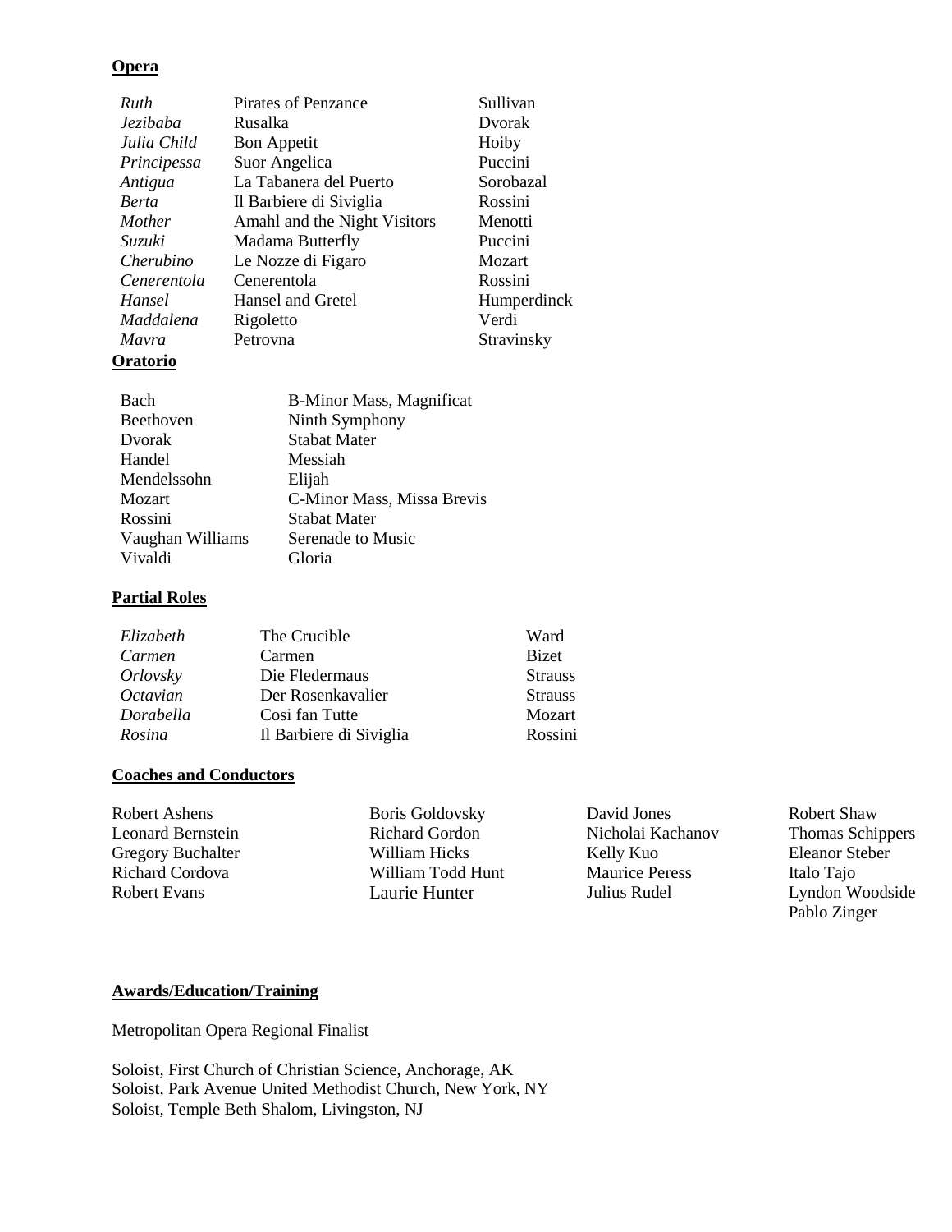**Opera**

| | | |
|---|---|---|
| *Ruth* | Pirates of Penzance | Sullivan |
| *Jezibaba* | Rusalka | Dvorak |
| *Julia Child* | Bon Appetit | Hoiby |
| *Principessa* | Suor Angelica | Puccini |
| *Antigua* | La Tabanera del Puerto | Sorobazal |
| *Berta* | Il Barbiere di Siviglia | Rossini |
| *Mother* | Amahl and the Night Visitors | Menotti |
| *Suzuki* | Madama Butterfly | Puccini |
| *Cherubino* | Le Nozze di Figaro | Mozart |
| *Cenerentola* | Cenerentola | Rossini |
| *Hansel* | Hansel and Gretel | Humperdinck |
| *Maddalena* | Rigoletto | Verdi |
| *Mavra* | Petrovna | Stravinsky |

**Oratorio**

| | |
|---|---|
| Bach | B-Minor Mass, Magnificat |
| Beethoven | Ninth Symphony |
| Dvorak | Stabat Mater |
| Handel | Messiah |
| Mendelssohn | Elijah |
| Mozart | C-Minor Mass, Missa Brevis |
| Rossini | Stabat Mater |
| Vaughan Williams | Serenade to Music |
| Vivaldi | Gloria |

**Partial Roles**

| | | |
|---|---|---|
| *Elizabeth* | The Crucible | Ward |
| *Carmen* | Carmen | Bizet |
| *Orlovsky* | Die Fledermaus | Strauss |
| *Octavian* | Der Rosenkavalier | Strauss |
| *Dorabella* | Cosi fan Tutte | Mozart |
| *Rosina* | Il Barbiere di Siviglia | Rossini |

**Coaches and Conductors**

Robert Ashens
Leonard Bernstein
Gregory Buchalter
Richard Cordova
Robert Evans
Boris Goldovsky
Richard Gordon
William Hicks
William Todd Hunt
Laurie Hunter
David Jones
Nicholai Kachanov
Kelly Kuo
Maurice Peress
Julius Rudel
Robert Shaw
Thomas Schippers
Eleanor Steber
Italo Tajo
Lyndon Woodside
Pablo Zinger

**Awards/Education/Training**

Metropolitan Opera Regional Finalist

Soloist, First Church of Christian Science, Anchorage, AK
Soloist, Park Avenue United Methodist Church, New York, NY
Soloist, Temple Beth Shalom, Livingston, NJ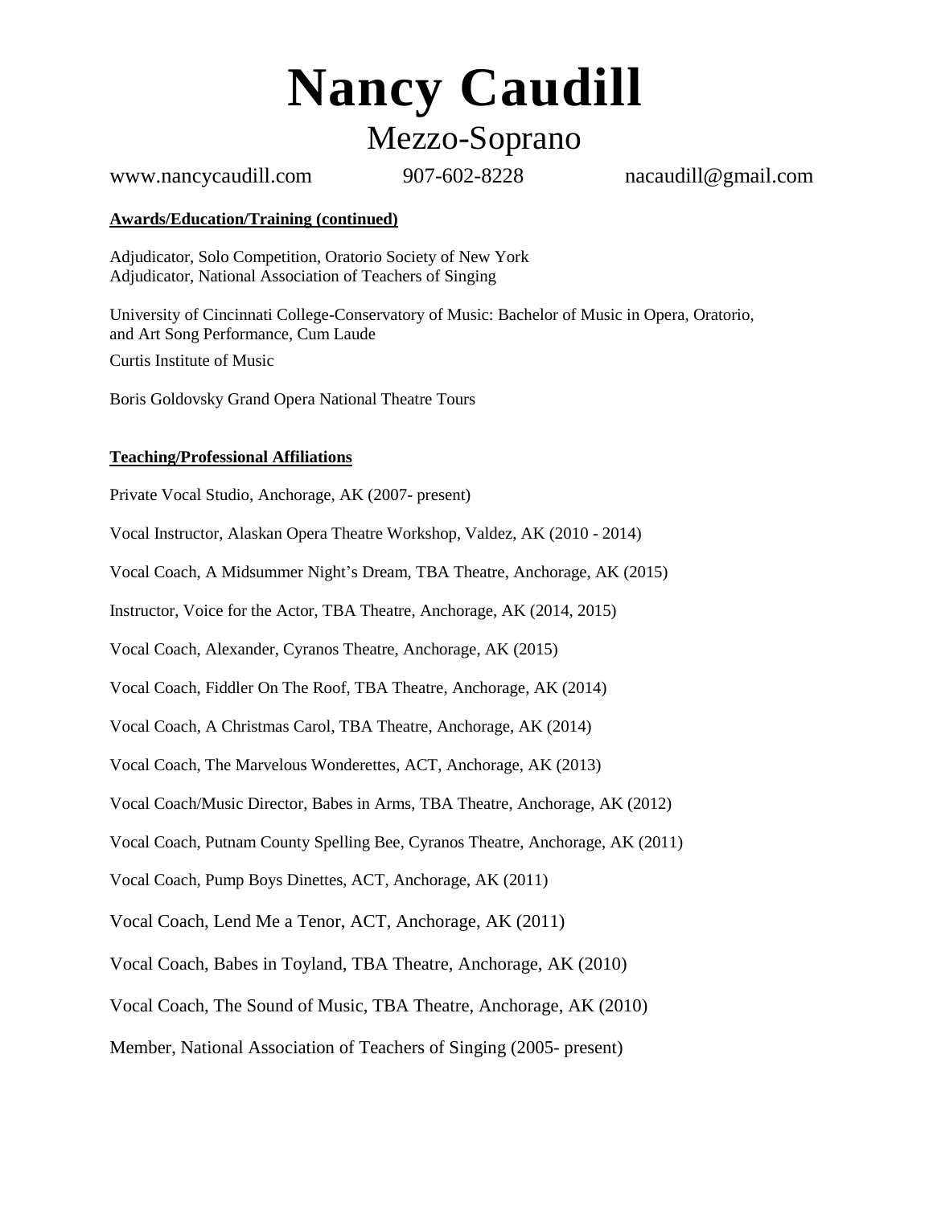# Nancy Caudill

## Mezzo-Soprano

www.nancycaudill.com 907-602-8228 nacaudill@gmail.com

**Awards/Education/Training (continued)**

Adjudicator, Solo Competition, Oratorio Society of New York
Adjudicator, National Association of Teachers of Singing

University of Cincinnati College-Conservatory of Music: Bachelor of Music in Opera, Oratorio, and Art Song Performance, Cum Laude

Curtis Institute of Music

Boris Goldovsky Grand Opera National Theatre Tours

**Teaching/Professional Affiliations**

Private Vocal Studio, Anchorage, AK (2007- present)

Vocal Instructor, Alaskan Opera Theatre Workshop, Valdez, AK (2010 - 2014)

Vocal Coach, A Midsummer Night's Dream, TBA Theatre, Anchorage, AK (2015)

Instructor, Voice for the Actor, TBA Theatre, Anchorage, AK (2014, 2015)

Vocal Coach, Alexander, Cyranos Theatre, Anchorage, AK (2015)

Vocal Coach, Fiddler On The Roof, TBA Theatre, Anchorage, AK (2014)

Vocal Coach, A Christmas Carol, TBA Theatre, Anchorage, AK (2014)

Vocal Coach, The Marvelous Wonderettes, ACT, Anchorage, AK (2013)

Vocal Coach/Music Director, Babes in Arms, TBA Theatre, Anchorage, AK (2012)

Vocal Coach, Putnam County Spelling Bee, Cyranos Theatre, Anchorage, AK (2011)

Vocal Coach, Pump Boys Dinettes, ACT, Anchorage, AK (2011)

Vocal Coach, Lend Me a Tenor, ACT, Anchorage, AK (2011)

Vocal Coach, Babes in Toyland, TBA Theatre, Anchorage, AK (2010)

Vocal Coach, The Sound of Music, TBA Theatre, Anchorage, AK (2010)

Member, National Association of Teachers of Singing (2005- present)